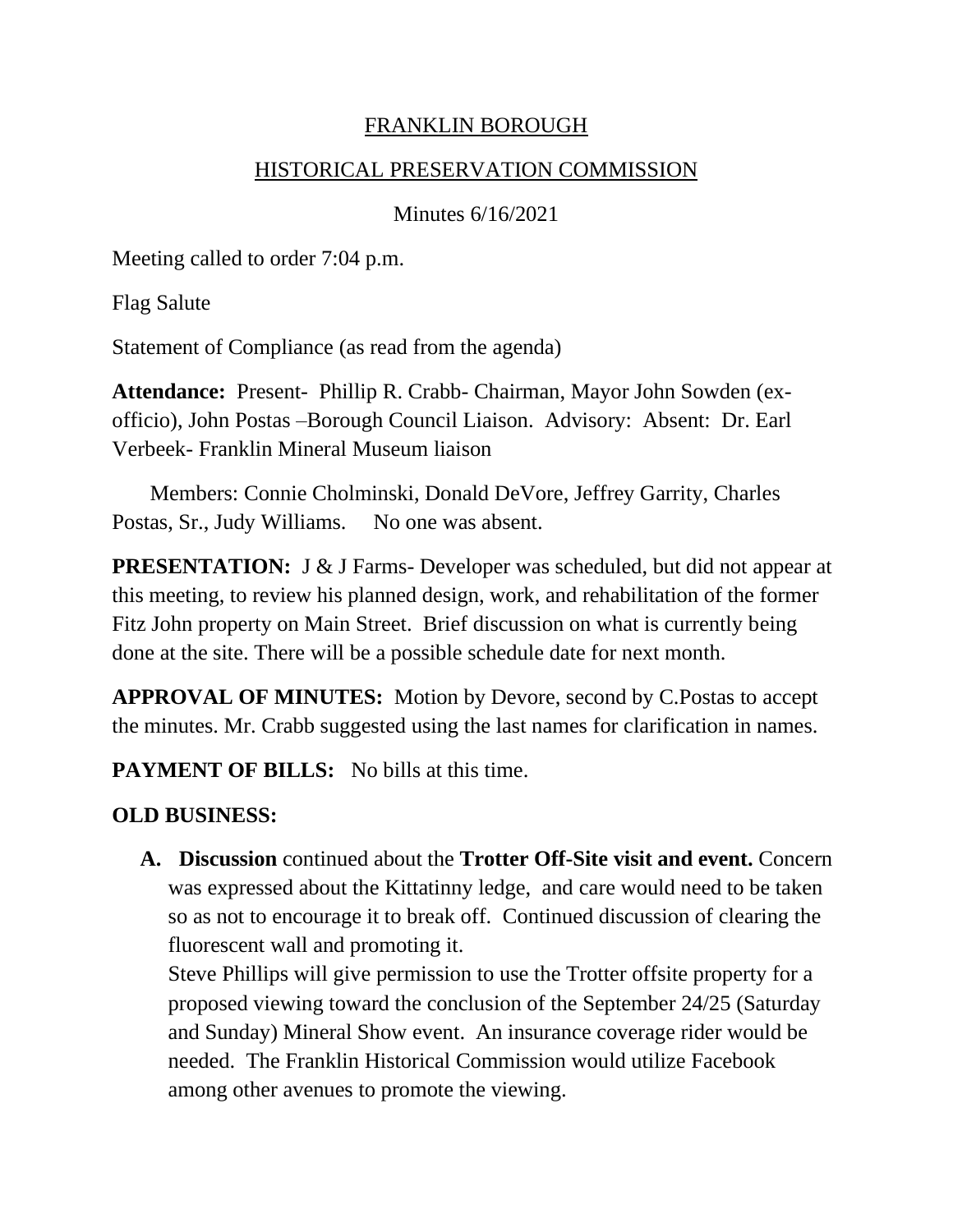<u>FRANKLIN BOROUGH</u>

<u>HISTORICAL PRESERVATION COMMISSION</u>

Minutes 6/16/2021

Meeting called to order 7:04 p.m.

Flag Salute

Statement of Compliance (as read from the agenda)

**Attendance:** Present- Phillip R. Crabb- Chairman, Mayor John Sowden (ex-officio), John Postas –Borough Council Liaison. Advisory: Absent: Dr. Earl Verbeek- Franklin Mineral Museum liaison

Members: Connie Cholminski, Donald DeVore, Jeffrey Garrity, Charles Postas, Sr., Judy Williams. No one was absent.

**PRESENTATION:** J & J Farms- Developer was scheduled, but did not appear at this meeting, to review his planned design, work, and rehabilitation of the former Fitz John property on Main Street. Brief discussion on what is currently being done at the site. There will be a possible schedule date for next month.

**APPROVAL OF MINUTES:** Motion by Devore, second by C.Postas to accept the minutes. Mr. Crabb suggested using the last names for clarification in names.

**PAYMENT OF BILLS:** No bills at this time.

**OLD BUSINESS:**

A. **Discussion** continued about the **Trotter Off-Site visit and event.** Concern was expressed about the Kittatinny ledge, and care would need to be taken so as not to encourage it to break off. Continued discussion of clearing the fluorescent wall and promoting it.
   Steve Phillips will give permission to use the Trotter offsite property for a proposed viewing toward the conclusion of the September 24/25 (Saturday and Sunday) Mineral Show event. An insurance coverage rider would be needed. The Franklin Historical Commission would utilize Facebook among other avenues to promote the viewing.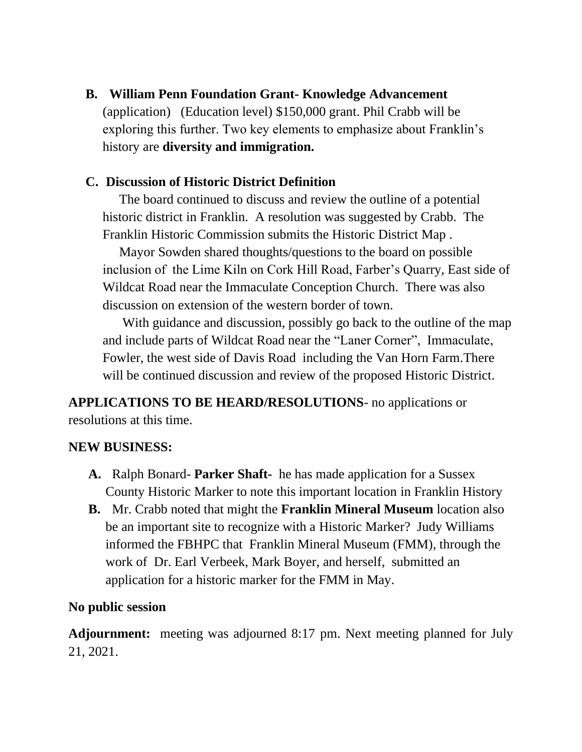**B. William Penn Foundation Grant- Knowledge Advancement** (application) (Education level) $150,000 grant. Phil Crabb will be exploring this further. Two key elements to emphasize about Franklin's history are **diversity and immigration.**

**C. Discussion of Historic District Definition**

The board continued to discuss and review the outline of a potential historic district in Franklin. A resolution was suggested by Crabb. The Franklin Historic Commission submits the Historic District Map .

Mayor Sowden shared thoughts/questions to the board on possible inclusion of the Lime Kiln on Cork Hill Road, Farber's Quarry, East side of Wildcat Road near the Immaculate Conception Church. There was also discussion on extension of the western border of town.

With guidance and discussion, possibly go back to the outline of the map and include parts of Wildcat Road near the "Laner Corner", Immaculate, Fowler, the west side of Davis Road including the Van Horn Farm.There will be continued discussion and review of the proposed Historic District.

**APPLICATIONS TO BE HEARD/RESOLUTIONS**- no applications or resolutions at this time.

**NEW BUSINESS:**

**A.** Ralph Bonard- **Parker Shaft-** he has made application for a Sussex County Historic Marker to note this important location in Franklin History

**B.** Mr. Crabb noted that might the **Franklin Mineral Museum** location also be an important site to recognize with a Historic Marker? Judy Williams informed the FBHPC that Franklin Mineral Museum (FMM), through the work of Dr. Earl Verbeek, Mark Boyer, and herself, submitted an application for a historic marker for the FMM in May.

**No public session**

**Adjournment:** meeting was adjourned 8:17 pm. Next meeting planned for July 21, 2021.